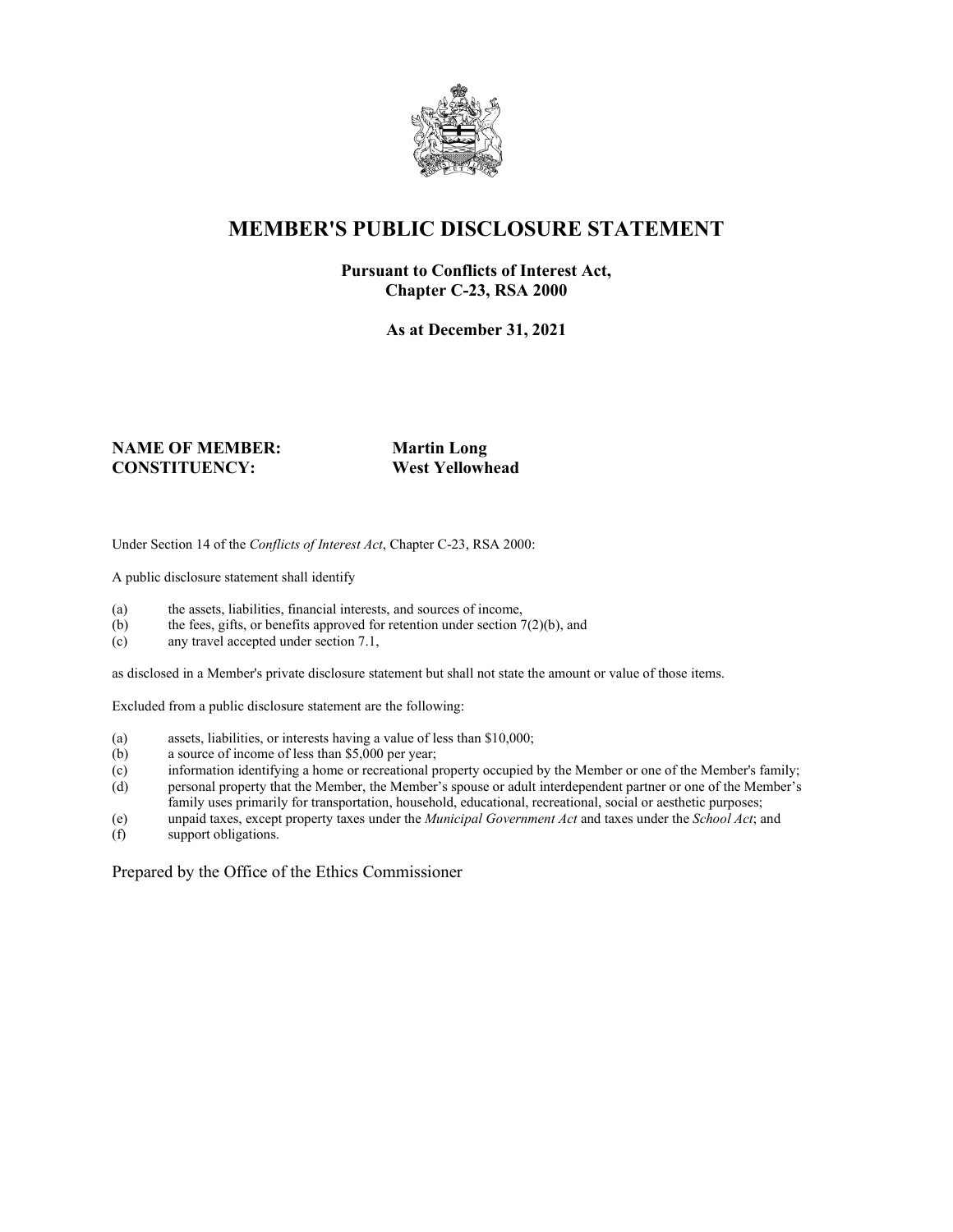# MEMBER'S PUBLIC DISCLOSURE STATEMENT

**Pursuant to Conflicts of Interest Act, Chapter C-23, RSA 2000**

**As at December 31, 2021**

**NAME OF MEMBER:** **Martin Long**
**CONSTITUENCY:** **West Yellowhead**

Under Section 14 of the *Conflicts of Interest Act*, Chapter C-23, RSA 2000:

A public disclosure statement shall identify

(a) the assets, liabilities, financial interests, and sources of income,
(b) the fees, gifts, or benefits approved for retention under section 7(2)(b), and
(c) any travel accepted under section 7.1,

as disclosed in a Member's private disclosure statement but shall not state the amount or value of those items.

Excluded from a public disclosure statement are the following:

(a) assets, liabilities, or interests having a value of less than $10,000;
(b) a source of income of less than $5,000 per year;
(c) information identifying a home or recreational property occupied by the Member or one of the Member's family;
(d) personal property that the Member, the Member's spouse or adult interdependent partner or one of the Member's family uses primarily for transportation, household, educational, recreational, social or aesthetic purposes;
(e) unpaid taxes, except property taxes under the *Municipal Government Act* and taxes under the *School Act*; and
(f) support obligations.

Prepared by the Office of the Ethics Commissioner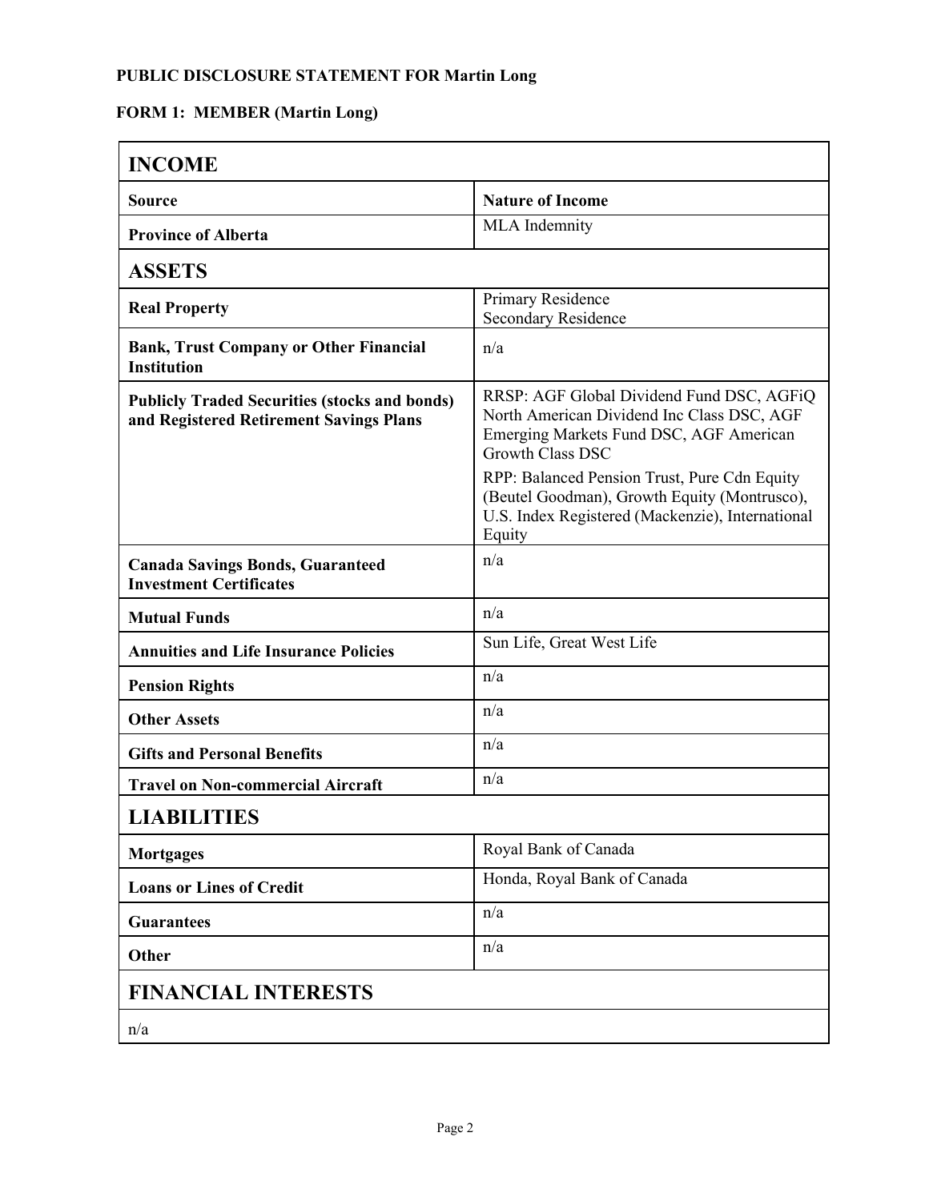**PUBLIC DISCLOSURE STATEMENT FOR Martin Long**

**FORM 1: MEMBER (Martin Long)**

| **INCOME** | |
|---|---|
| **Source** | **Nature of Income** |
| **Province of Alberta** | MLA Indemnity |
| **ASSETS** | |
| **Real Property** | Primary Residence<br>Secondary Residence |
| **Bank, Trust Company or Other Financial Institution** | n/a |
| **Publicly Traded Securities (stocks and bonds) and Registered Retirement Savings Plans** | RRSP: AGF Global Dividend Fund DSC, AGFiQ North American Dividend Inc Class DSC, AGF Emerging Markets Fund DSC, AGF American Growth Class DSC<br>RPP: Balanced Pension Trust, Pure Cdn Equity (Beutel Goodman), Growth Equity (Montrusco), U.S. Index Registered (Mackenzie), International Equity |
| **Canada Savings Bonds, Guaranteed Investment Certificates** | n/a |
| **Mutual Funds** | n/a |
| **Annuities and Life Insurance Policies** | Sun Life, Great West Life |
| **Pension Rights** | n/a |
| **Other Assets** | n/a |
| **Gifts and Personal Benefits** | n/a |
| **Travel on Non-commercial Aircraft** | n/a |
| **LIABILITIES** | |
| **Mortgages** | Royal Bank of Canada |
| **Loans or Lines of Credit** | Honda, Royal Bank of Canada |
| **Guarantees** | n/a |
| **Other** | n/a |
| **FINANCIAL INTERESTS** | |
| n/a | |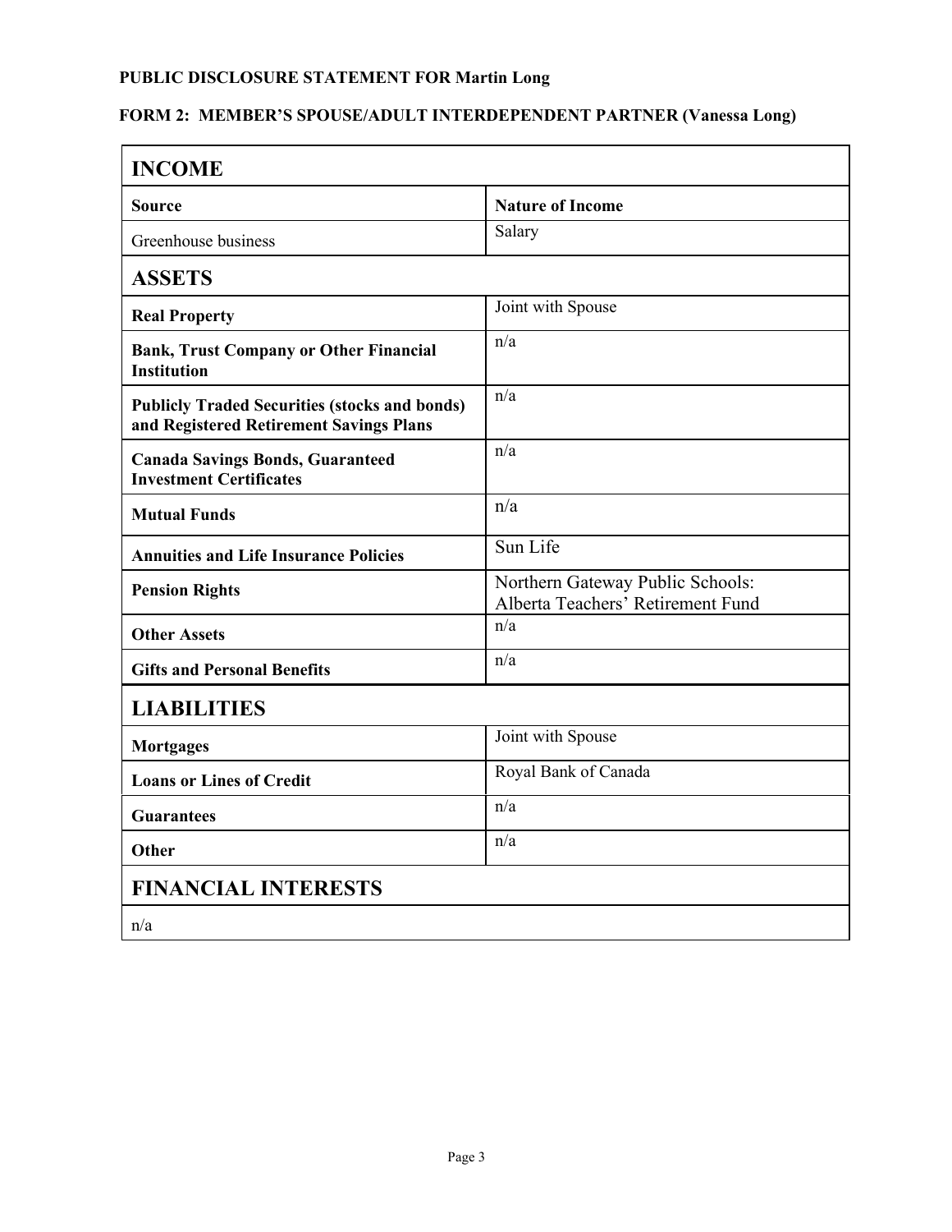**PUBLIC DISCLOSURE STATEMENT FOR Martin Long**

**FORM 2: MEMBER'S SPOUSE/ADULT INTERDEPENDENT PARTNER (Vanessa Long)**

| **INCOME** | |
|---|---|
| **Source** | **Nature of Income** |
| Greenhouse business | Salary |
| **ASSETS** | |
| **Real Property** | Joint with Spouse |
| **Bank, Trust Company or Other Financial Institution** | n/a |
| **Publicly Traded Securities (stocks and bonds) and Registered Retirement Savings Plans** | n/a |
| **Canada Savings Bonds, Guaranteed Investment Certificates** | n/a |
| **Mutual Funds** | n/a |
| **Annuities and Life Insurance Policies** | Sun Life |
| **Pension Rights** | Northern Gateway Public Schools: Alberta Teachers' Retirement Fund |
| **Other Assets** | n/a |
| **Gifts and Personal Benefits** | n/a |
| **LIABILITIES** | |
| **Mortgages** | Joint with Spouse |
| **Loans or Lines of Credit** | Royal Bank of Canada |
| **Guarantees** | n/a |
| **Other** | n/a |
| **FINANCIAL INTERESTS** | |
| n/a | |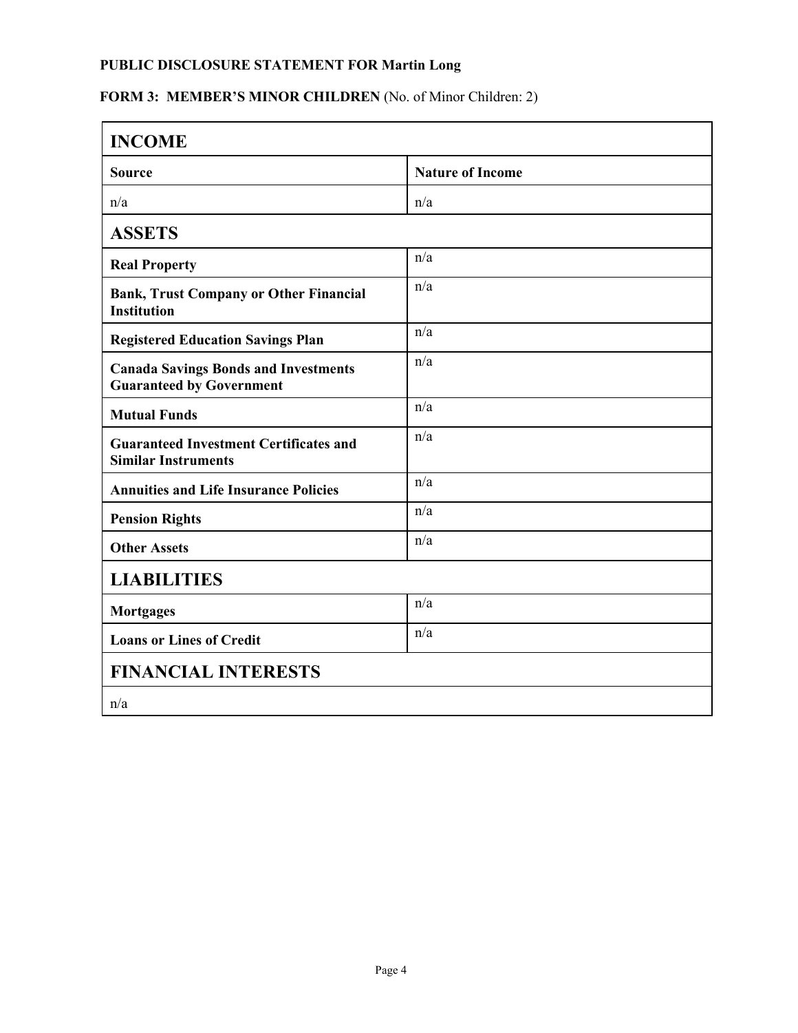**PUBLIC DISCLOSURE STATEMENT FOR Martin Long**

**FORM 3: MEMBER'S MINOR CHILDREN** (No. of Minor Children: 2)

| **INCOME** | |
|---|---|
| **Source** | **Nature of Income** |
| n/a | n/a |
| **ASSETS** | |
| **Real Property** | n/a |
| **Bank, Trust Company or Other Financial Institution** | n/a |
| **Registered Education Savings Plan** | n/a |
| **Canada Savings Bonds and Investments Guaranteed by Government** | n/a |
| **Mutual Funds** | n/a |
| **Guaranteed Investment Certificates and Similar Instruments** | n/a |
| **Annuities and Life Insurance Policies** | n/a |
| **Pension Rights** | n/a |
| **Other Assets** | n/a |
| **LIABILITIES** | |
| **Mortgages** | n/a |
| **Loans or Lines of Credit** | n/a |
| **FINANCIAL INTERESTS** | |
| n/a | |